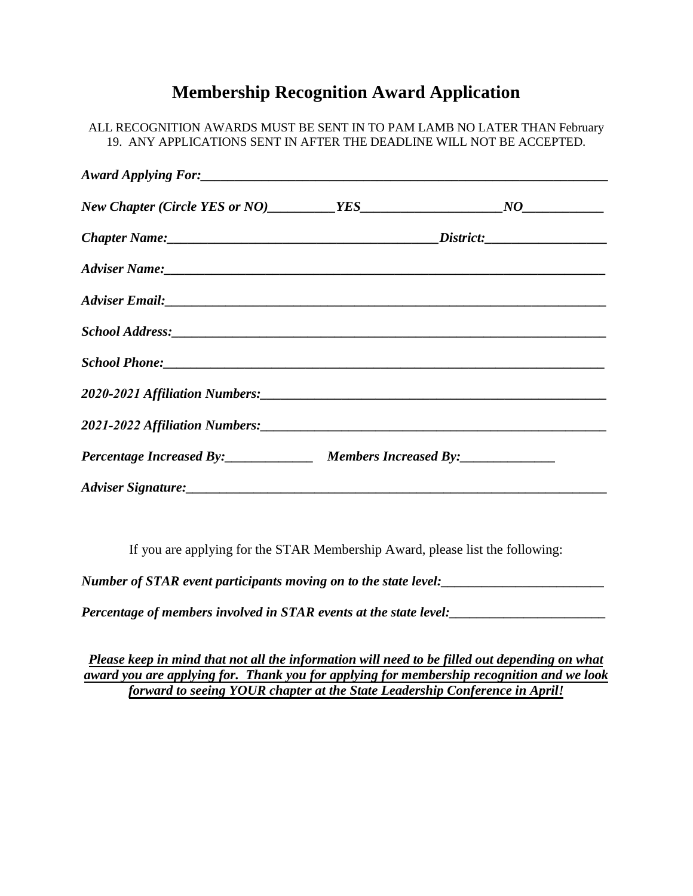# Membership Recognition Award Application

ALL RECOGNITION AWARDS MUST BE SENT IN TO PAM LAMB NO LATER THAN February 19. ANY APPLICATIONS SENT IN AFTER THE DEADLINE WILL NOT BE ACCEPTED.

***Award Applying For:***_______________________________________________________________

***New Chapter (Circle YES or NO)***__________***YES***_____________________***NO***____________

***Chapter Name:***________________________________________***District:***__________________

***Adviser Name:***_________________________________________________________________

***Adviser Email:***_________________________________________________________________

***School Address:***_______________________________________________________________

***School Phone:***_________________________________________________________________

***2020-2021 Affiliation Numbers:***_____________________________________________________

***2021-2022 Affiliation Numbers:***_____________________________________________________

***Percentage Increased By:***_____________ ***Members Increased By:***______________

***Adviser Signature:***_____________________________________________________________

If you are applying for the STAR Membership Award, please list the following:

***Number of STAR event participants moving on to the state level:***________________________

***Percentage of members involved in STAR events at the state level:***_______________________

***Please keep in mind that not all the information will need to be filled out depending on what award you are applying for. Thank you for applying for membership recognition and we look forward to seeing YOUR chapter at the State Leadership Conference in April!***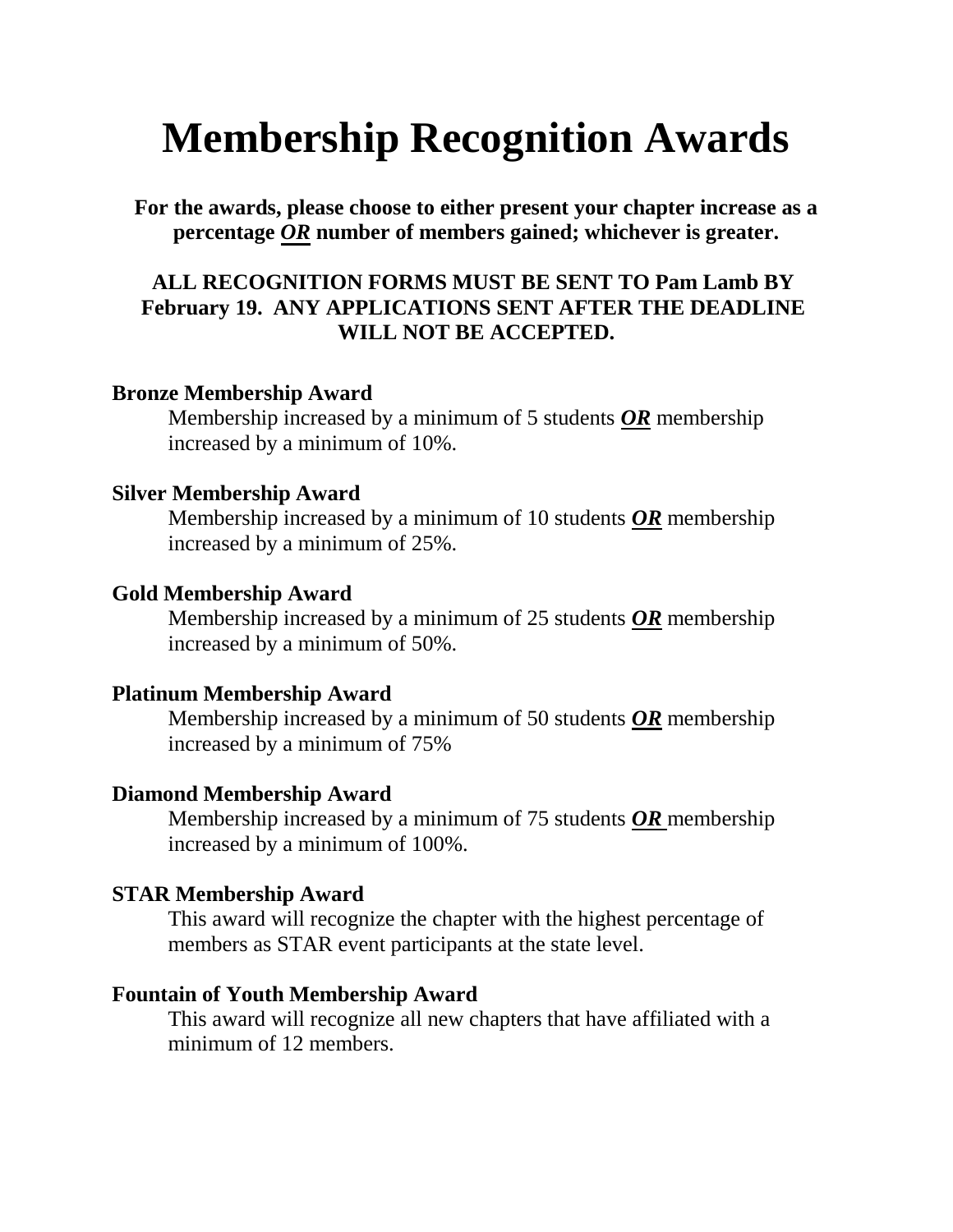# Membership Recognition Awards

**For the awards, please choose to either present your chapter increase as a percentage *OR* number of members gained; whichever is greater.**

**ALL RECOGNITION FORMS MUST BE SENT TO Pam Lamb BY February 19. ANY APPLICATIONS SENT AFTER THE DEADLINE WILL NOT BE ACCEPTED.**

**Bronze Membership Award**

Membership increased by a minimum of 5 students ***OR*** membership increased by a minimum of 10%.

**Silver Membership Award**

Membership increased by a minimum of 10 students ***OR*** membership increased by a minimum of 25%.

**Gold Membership Award**

Membership increased by a minimum of 25 students ***OR*** membership increased by a minimum of 50%.

**Platinum Membership Award**

Membership increased by a minimum of 50 students ***OR*** membership increased by a minimum of 75%

**Diamond Membership Award**

Membership increased by a minimum of 75 students ***OR*** membership increased by a minimum of 100%.

**STAR Membership Award**

This award will recognize the chapter with the highest percentage of members as STAR event participants at the state level.

**Fountain of Youth Membership Award**

This award will recognize all new chapters that have affiliated with a minimum of 12 members.